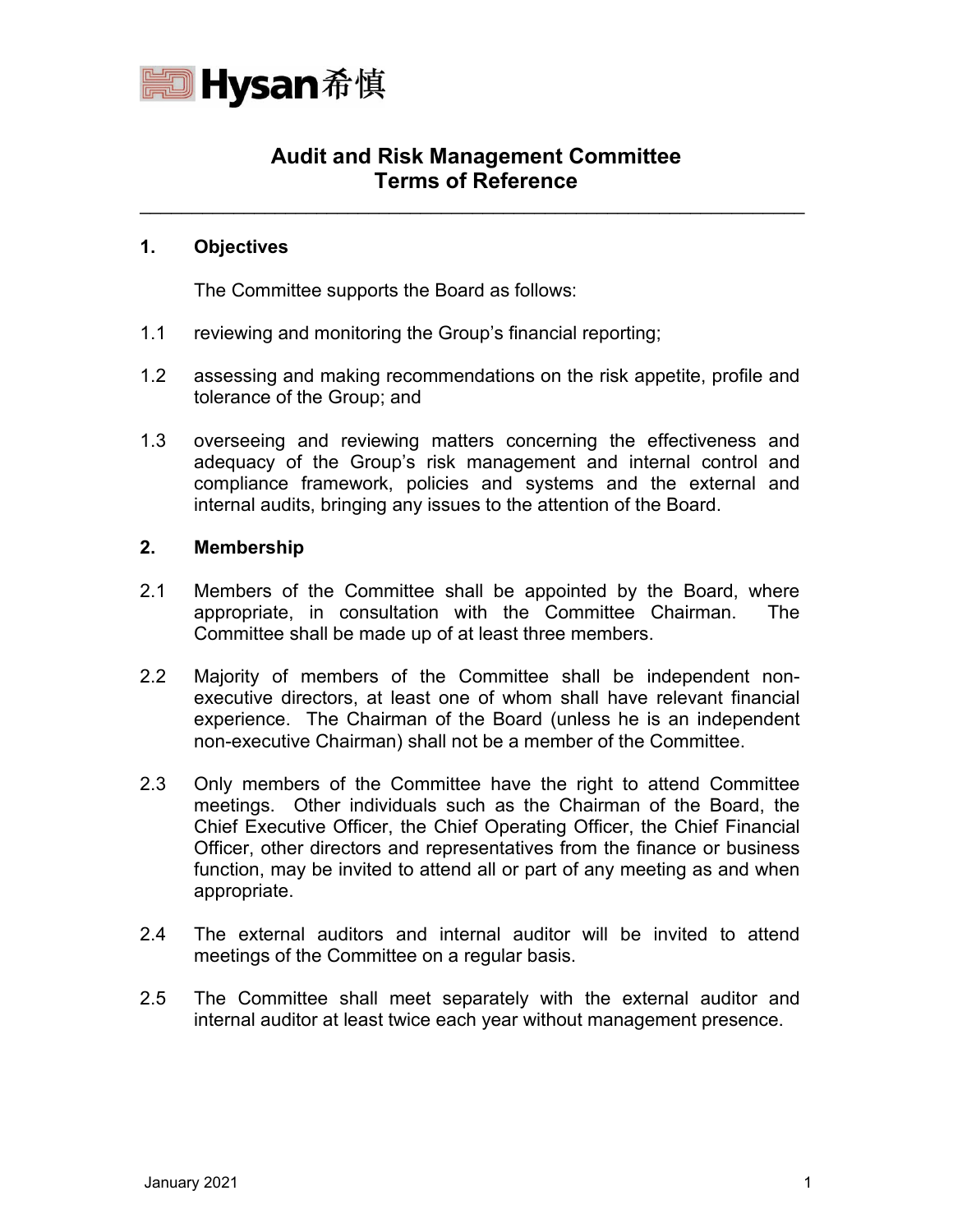# Audit and Risk Management Committee Terms of Reference

## 1. Objectives

The Committee supports the Board as follows:

1.1 reviewing and monitoring the Group's financial reporting;

1.2 assessing and making recommendations on the risk appetite, profile and tolerance of the Group; and

1.3 overseeing and reviewing matters concerning the effectiveness and adequacy of the Group's risk management and internal control and compliance framework, policies and systems and the external and internal audits, bringing any issues to the attention of the Board.

## 2. Membership

2.1 Members of the Committee shall be appointed by the Board, where appropriate, in consultation with the Committee Chairman. The Committee shall be made up of at least three members.

2.2 Majority of members of the Committee shall be independent non-executive directors, at least one of whom shall have relevant financial experience. The Chairman of the Board (unless he is an independent non-executive Chairman) shall not be a member of the Committee.

2.3 Only members of the Committee have the right to attend Committee meetings. Other individuals such as the Chairman of the Board, the Chief Executive Officer, the Chief Operating Officer, the Chief Financial Officer, other directors and representatives from the finance or business function, may be invited to attend all or part of any meeting as and when appropriate.

2.4 The external auditors and internal auditor will be invited to attend meetings of the Committee on a regular basis.

2.5 The Committee shall meet separately with the external auditor and internal auditor at least twice each year without management presence.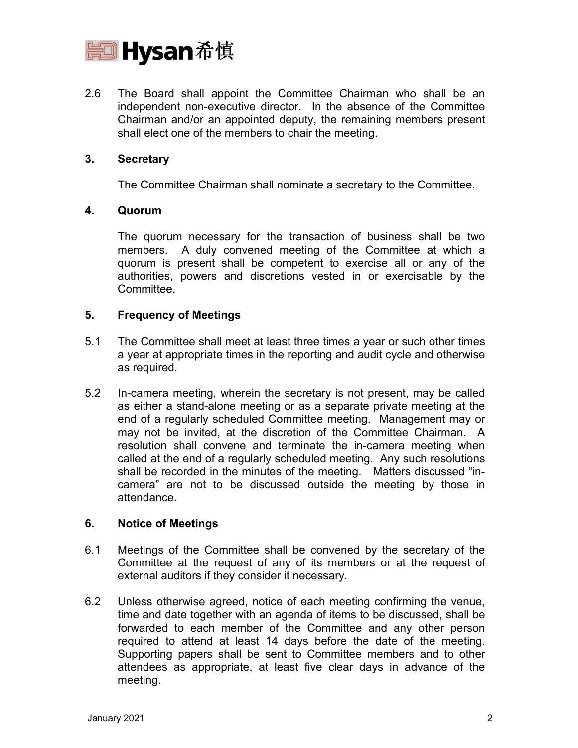2.6 The Board shall appoint the Committee Chairman who shall be an independent non-executive director. In the absence of the Committee Chairman and/or an appointed deputy, the remaining members present shall elect one of the members to chair the meeting.

## 3. Secretary

The Committee Chairman shall nominate a secretary to the Committee.

## 4. Quorum

The quorum necessary for the transaction of business shall be two members. A duly convened meeting of the Committee at which a quorum is present shall be competent to exercise all or any of the authorities, powers and discretions vested in or exercisable by the Committee.

## 5. Frequency of Meetings

5.1 The Committee shall meet at least three times a year or such other times a year at appropriate times in the reporting and audit cycle and otherwise as required.

5.2 In-camera meeting, wherein the secretary is not present, may be called as either a stand-alone meeting or as a separate private meeting at the end of a regularly scheduled Committee meeting. Management may or may not be invited, at the discretion of the Committee Chairman. A resolution shall convene and terminate the in-camera meeting when called at the end of a regularly scheduled meeting. Any such resolutions shall be recorded in the minutes of the meeting. Matters discussed "in-camera" are not to be discussed outside the meeting by those in attendance.

## 6. Notice of Meetings

6.1 Meetings of the Committee shall be convened by the secretary of the Committee at the request of any of its members or at the request of external auditors if they consider it necessary.

6.2 Unless otherwise agreed, notice of each meeting confirming the venue, time and date together with an agenda of items to be discussed, shall be forwarded to each member of the Committee and any other person required to attend at least 14 days before the date of the meeting. Supporting papers shall be sent to Committee members and to other attendees as appropriate, at least five clear days in advance of the meeting.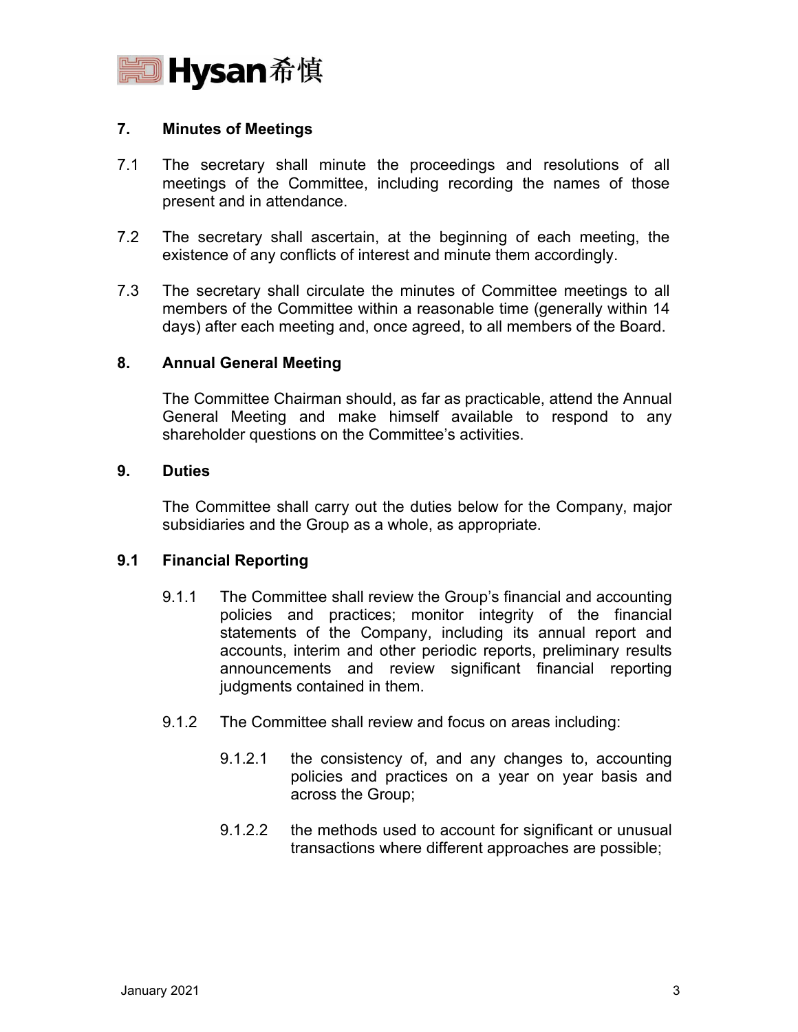## 7. Minutes of Meetings

7.1 The secretary shall minute the proceedings and resolutions of all meetings of the Committee, including recording the names of those present and in attendance.

7.2 The secretary shall ascertain, at the beginning of each meeting, the existence of any conflicts of interest and minute them accordingly.

7.3 The secretary shall circulate the minutes of Committee meetings to all members of the Committee within a reasonable time (generally within 14 days) after each meeting and, once agreed, to all members of the Board.

## 8. Annual General Meeting

The Committee Chairman should, as far as practicable, attend the Annual General Meeting and make himself available to respond to any shareholder questions on the Committee's activities.

## 9. Duties

The Committee shall carry out the duties below for the Company, major subsidiaries and the Group as a whole, as appropriate.

### 9.1 Financial Reporting

9.1.1 The Committee shall review the Group's financial and accounting policies and practices; monitor integrity of the financial statements of the Company, including its annual report and accounts, interim and other periodic reports, preliminary results announcements and review significant financial reporting judgments contained in them.

9.1.2 The Committee shall review and focus on areas including:

9.1.2.1 the consistency of, and any changes to, accounting policies and practices on a year on year basis and across the Group;

9.1.2.2 the methods used to account for significant or unusual transactions where different approaches are possible;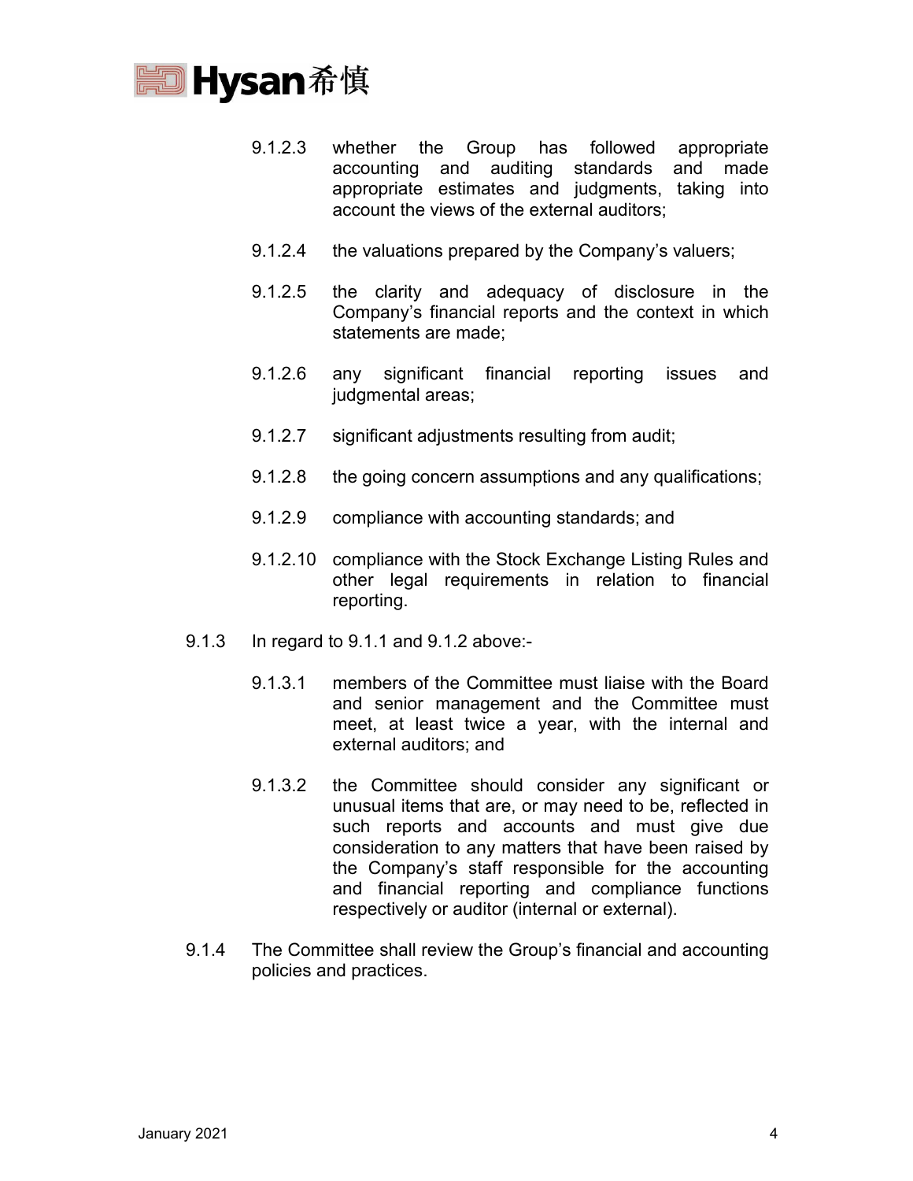9.1.2.3 whether the Group has followed appropriate accounting and auditing standards and made appropriate estimates and judgments, taking into account the views of the external auditors;

9.1.2.4 the valuations prepared by the Company's valuers;

9.1.2.5 the clarity and adequacy of disclosure in the Company's financial reports and the context in which statements are made;

9.1.2.6 any significant financial reporting issues and judgmental areas;

9.1.2.7 significant adjustments resulting from audit;

9.1.2.8 the going concern assumptions and any qualifications;

9.1.2.9 compliance with accounting standards; and

9.1.2.10 compliance with the Stock Exchange Listing Rules and other legal requirements in relation to financial reporting.

9.1.3 In regard to 9.1.1 and 9.1.2 above:-

9.1.3.1 members of the Committee must liaise with the Board and senior management and the Committee must meet, at least twice a year, with the internal and external auditors; and

9.1.3.2 the Committee should consider any significant or unusual items that are, or may need to be, reflected in such reports and accounts and must give due consideration to any matters that have been raised by the Company's staff responsible for the accounting and financial reporting and compliance functions respectively or auditor (internal or external).

9.1.4 The Committee shall review the Group's financial and accounting policies and practices.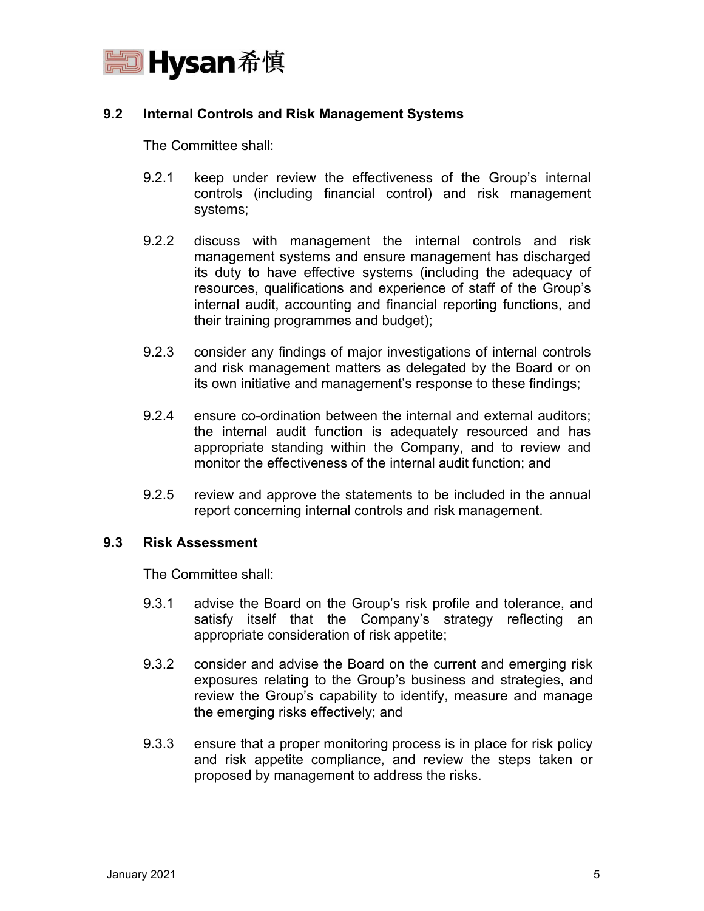### 9.2 Internal Controls and Risk Management Systems

The Committee shall:

9.2.1 keep under review the effectiveness of the Group's internal controls (including financial control) and risk management systems;

9.2.2 discuss with management the internal controls and risk management systems and ensure management has discharged its duty to have effective systems (including the adequacy of resources, qualifications and experience of staff of the Group's internal audit, accounting and financial reporting functions, and their training programmes and budget);

9.2.3 consider any findings of major investigations of internal controls and risk management matters as delegated by the Board or on its own initiative and management's response to these findings;

9.2.4 ensure co-ordination between the internal and external auditors; the internal audit function is adequately resourced and has appropriate standing within the Company, and to review and monitor the effectiveness of the internal audit function; and

9.2.5 review and approve the statements to be included in the annual report concerning internal controls and risk management.

### 9.3 Risk Assessment

The Committee shall:

9.3.1 advise the Board on the Group's risk profile and tolerance, and satisfy itself that the Company's strategy reflecting an appropriate consideration of risk appetite;

9.3.2 consider and advise the Board on the current and emerging risk exposures relating to the Group's business and strategies, and review the Group's capability to identify, measure and manage the emerging risks effectively; and

9.3.3 ensure that a proper monitoring process is in place for risk policy and risk appetite compliance, and review the steps taken or proposed by management to address the risks.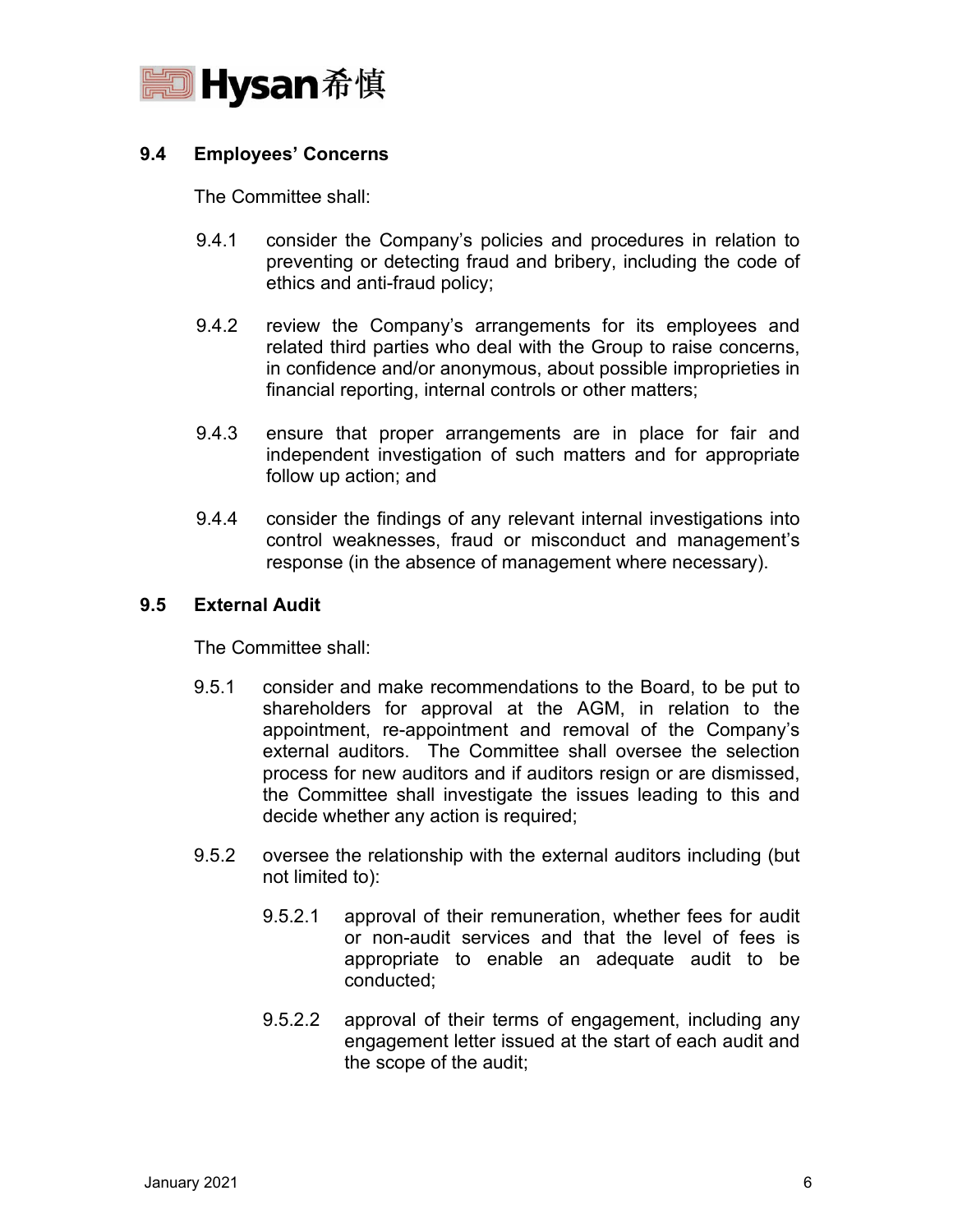### 9.4 Employees' Concerns

The Committee shall:

9.4.1 consider the Company's policies and procedures in relation to preventing or detecting fraud and bribery, including the code of ethics and anti-fraud policy;

9.4.2 review the Company's arrangements for its employees and related third parties who deal with the Group to raise concerns, in confidence and/or anonymous, about possible improprieties in financial reporting, internal controls or other matters;

9.4.3 ensure that proper arrangements are in place for fair and independent investigation of such matters and for appropriate follow up action; and

9.4.4 consider the findings of any relevant internal investigations into control weaknesses, fraud or misconduct and management's response (in the absence of management where necessary).

### 9.5 External Audit

The Committee shall:

9.5.1 consider and make recommendations to the Board, to be put to shareholders for approval at the AGM, in relation to the appointment, re-appointment and removal of the Company's external auditors. The Committee shall oversee the selection process for new auditors and if auditors resign or are dismissed, the Committee shall investigate the issues leading to this and decide whether any action is required;

9.5.2 oversee the relationship with the external auditors including (but not limited to):

9.5.2.1 approval of their remuneration, whether fees for audit or non-audit services and that the level of fees is appropriate to enable an adequate audit to be conducted;

9.5.2.2 approval of their terms of engagement, including any engagement letter issued at the start of each audit and the scope of the audit;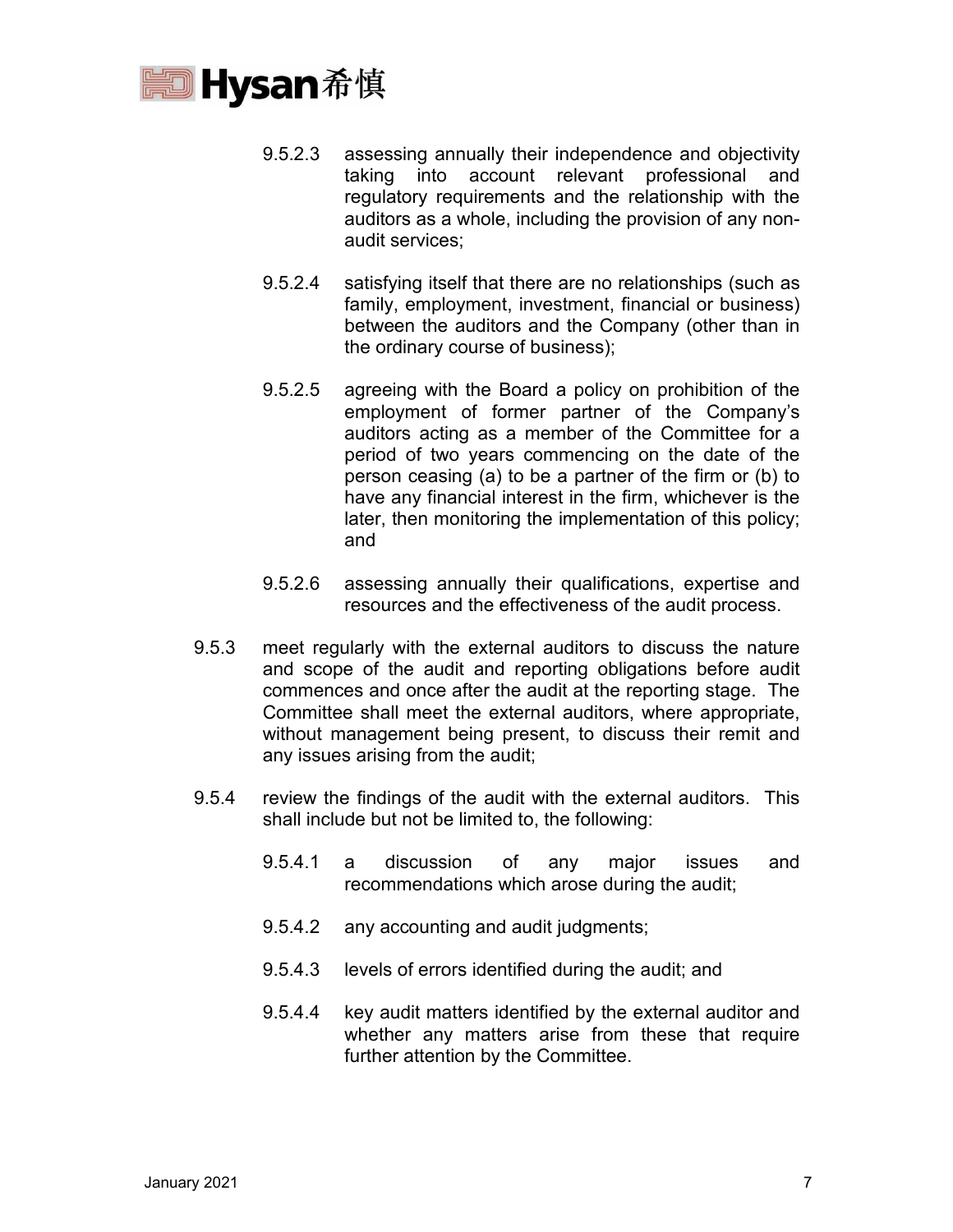9.5.2.3 assessing annually their independence and objectivity taking into account relevant professional and regulatory requirements and the relationship with the auditors as a whole, including the provision of any non-audit services;

9.5.2.4 satisfying itself that there are no relationships (such as family, employment, investment, financial or business) between the auditors and the Company (other than in the ordinary course of business);

9.5.2.5 agreeing with the Board a policy on prohibition of the employment of former partner of the Company's auditors acting as a member of the Committee for a period of two years commencing on the date of the person ceasing (a) to be a partner of the firm or (b) to have any financial interest in the firm, whichever is the later, then monitoring the implementation of this policy; and

9.5.2.6 assessing annually their qualifications, expertise and resources and the effectiveness of the audit process.

9.5.3 meet regularly with the external auditors to discuss the nature and scope of the audit and reporting obligations before audit commences and once after the audit at the reporting stage. The Committee shall meet the external auditors, where appropriate, without management being present, to discuss their remit and any issues arising from the audit;

9.5.4 review the findings of the audit with the external auditors. This shall include but not be limited to, the following:

9.5.4.1 a discussion of any major issues and recommendations which arose during the audit;

9.5.4.2 any accounting and audit judgments;

9.5.4.3 levels of errors identified during the audit; and

9.5.4.4 key audit matters identified by the external auditor and whether any matters arise from these that require further attention by the Committee.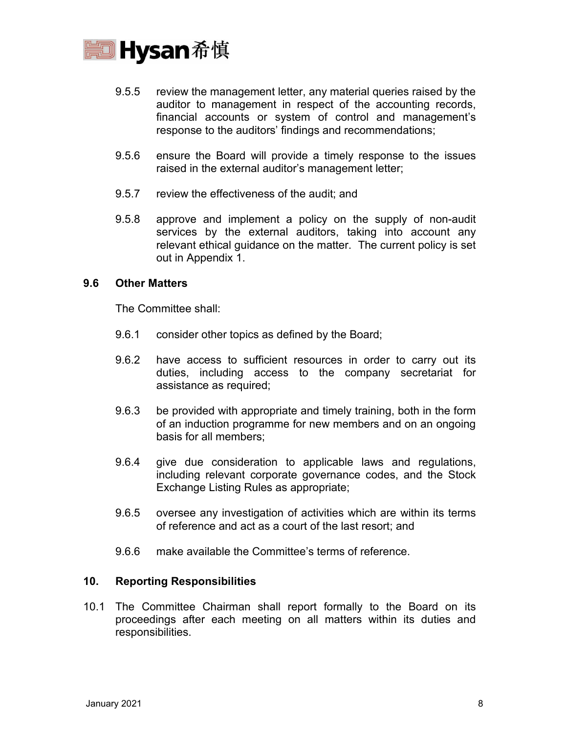9.5.5 review the management letter, any material queries raised by the auditor to management in respect of the accounting records, financial accounts or system of control and management's response to the auditors' findings and recommendations;

9.5.6 ensure the Board will provide a timely response to the issues raised in the external auditor's management letter;

9.5.7 review the effectiveness of the audit; and

9.5.8 approve and implement a policy on the supply of non-audit services by the external auditors, taking into account any relevant ethical guidance on the matter. The current policy is set out in Appendix 1.

### 9.6 Other Matters

The Committee shall:

9.6.1 consider other topics as defined by the Board;

9.6.2 have access to sufficient resources in order to carry out its duties, including access to the company secretariat for assistance as required;

9.6.3 be provided with appropriate and timely training, both in the form of an induction programme for new members and on an ongoing basis for all members;

9.6.4 give due consideration to applicable laws and regulations, including relevant corporate governance codes, and the Stock Exchange Listing Rules as appropriate;

9.6.5 oversee any investigation of activities which are within its terms of reference and act as a court of the last resort; and

9.6.6 make available the Committee's terms of reference.

## 10. Reporting Responsibilities

10.1 The Committee Chairman shall report formally to the Board on its proceedings after each meeting on all matters within its duties and responsibilities.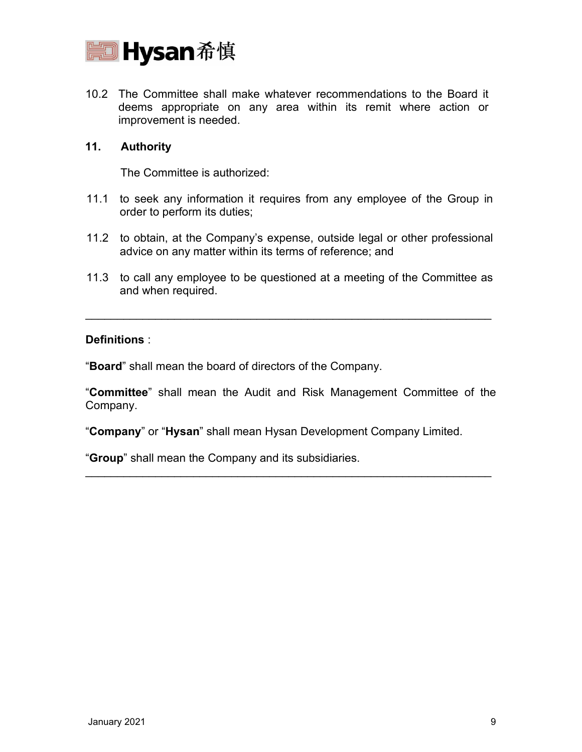10.2 The Committee shall make whatever recommendations to the Board it deems appropriate on any area within its remit where action or improvement is needed.

**11. Authority**

The Committee is authorized:

11.1 to seek any information it requires from any employee of the Group in order to perform its duties;

11.2 to obtain, at the Company's expense, outside legal or other professional advice on any matter within its terms of reference; and

11.3 to call any employee to be questioned at a meeting of the Committee as and when required.

---

**Definitions** :

"**Board**" shall mean the board of directors of the Company.

"**Committee**" shall mean the Audit and Risk Management Committee of the Company.

"**Company**" or "**Hysan**" shall mean Hysan Development Company Limited.

"**Group**" shall mean the Company and its subsidiaries.

---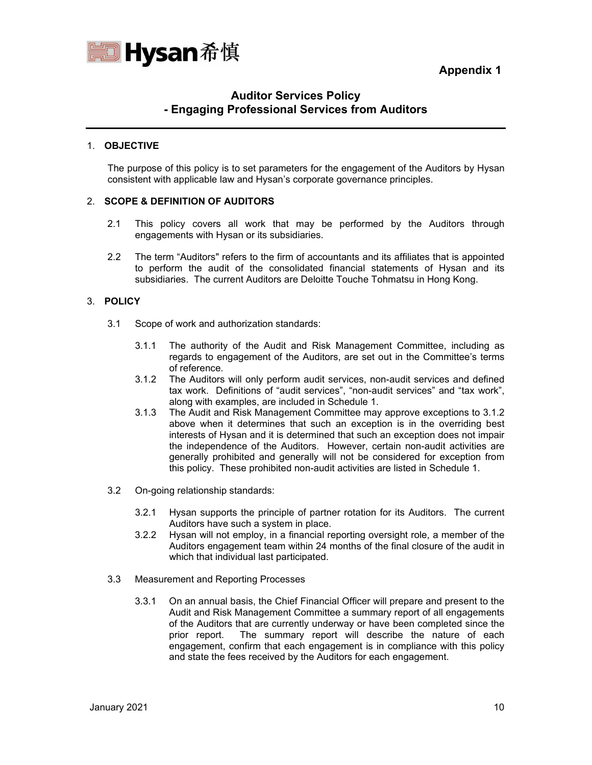Hysan希慎

**Appendix 1**

# Auditor Services Policy
## - Engaging Professional Services from Auditors

1. **OBJECTIVE**

   The purpose of this policy is to set parameters for the engagement of the Auditors by Hysan consistent with applicable law and Hysan's corporate governance principles.

2. **SCOPE & DEFINITION OF AUDITORS**

   2.1 This policy covers all work that may be performed by the Auditors through engagements with Hysan or its subsidiaries.

   2.2 The term "Auditors" refers to the firm of accountants and its affiliates that is appointed to perform the audit of the consolidated financial statements of Hysan and its subsidiaries. The current Auditors are Deloitte Touche Tohmatsu in Hong Kong.

3. **POLICY**

   3.1 Scope of work and authorization standards:

   3.1.1 The authority of the Audit and Risk Management Committee, including as regards to engagement of the Auditors, are set out in the Committee's terms of reference.

   3.1.2 The Auditors will only perform audit services, non-audit services and defined tax work. Definitions of "audit services", "non-audit services" and "tax work", along with examples, are included in Schedule 1.

   3.1.3 The Audit and Risk Management Committee may approve exceptions to 3.1.2 above when it determines that such an exception is in the overriding best interests of Hysan and it is determined that such an exception does not impair the independence of the Auditors. However, certain non-audit activities are generally prohibited and generally will not be considered for exception from this policy. These prohibited non-audit activities are listed in Schedule 1.

   3.2 On-going relationship standards:

   3.2.1 Hysan supports the principle of partner rotation for its Auditors. The current Auditors have such a system in place.

   3.2.2 Hysan will not employ, in a financial reporting oversight role, a member of the Auditors engagement team within 24 months of the final closure of the audit in which that individual last participated.

   3.3 Measurement and Reporting Processes

   3.3.1 On an annual basis, the Chief Financial Officer will prepare and present to the Audit and Risk Management Committee a summary report of all engagements of the Auditors that are currently underway or have been completed since the prior report. The summary report will describe the nature of each engagement, confirm that each engagement is in compliance with this policy and state the fees received by the Auditors for each engagement.

January 2021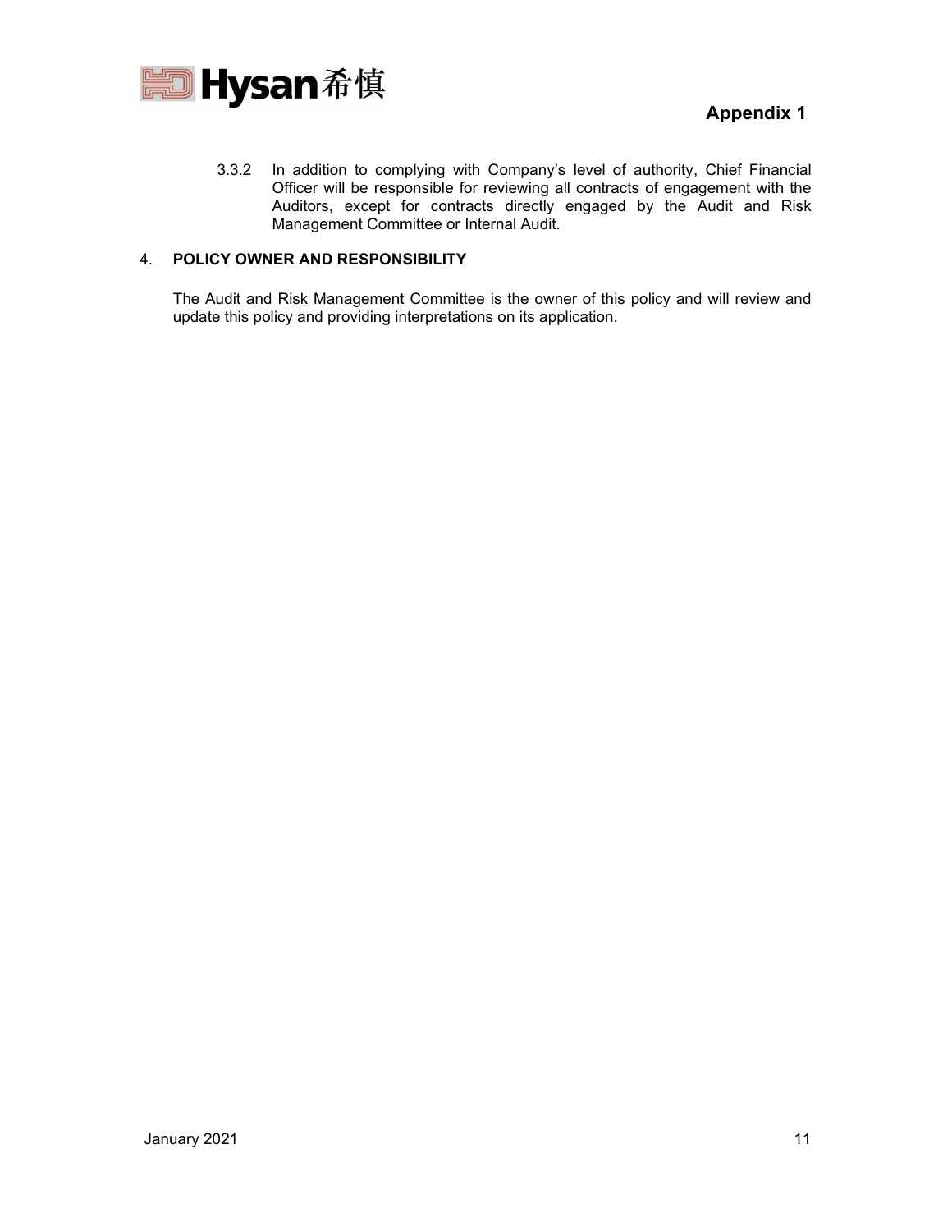3.3.2 In addition to complying with Company's level of authority, Chief Financial Officer will be responsible for reviewing all contracts of engagement with the Auditors, except for contracts directly engaged by the Audit and Risk Management Committee or Internal Audit.

## 4. POLICY OWNER AND RESPONSIBILITY

The Audit and Risk Management Committee is the owner of this policy and will review and update this policy and providing interpretations on its application.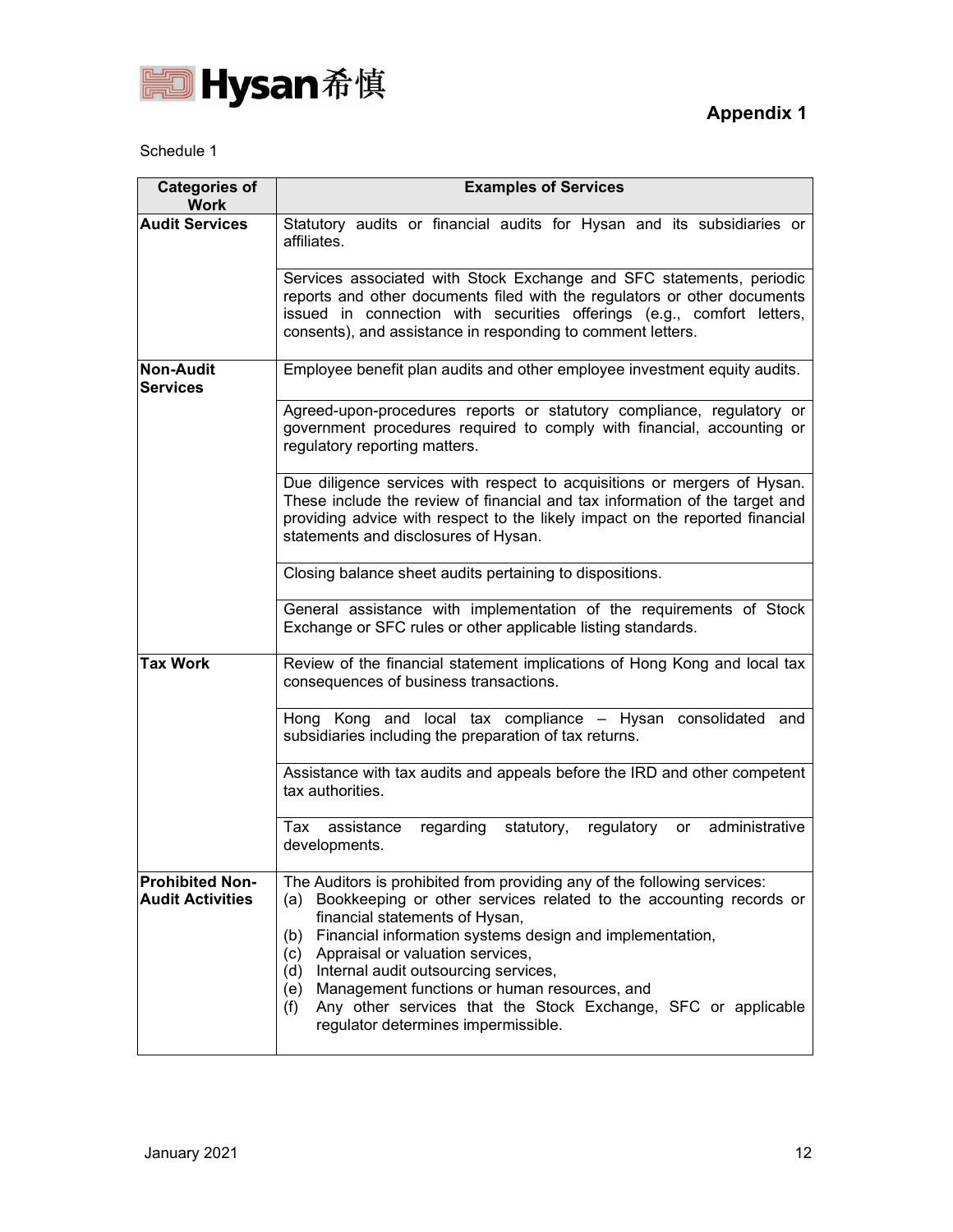**Appendix 1**

Schedule 1

| Categories of Work | Examples of Services |
| --- | --- |
| **Audit Services** | Statutory audits or financial audits for Hysan and its subsidiaries or affiliates. |
| | Services associated with Stock Exchange and SFC statements, periodic reports and other documents filed with the regulators or other documents issued in connection with securities offerings (e.g., comfort letters, consents), and assistance in responding to comment letters. |
| **Non-Audit Services** | Employee benefit plan audits and other employee investment equity audits. |
| | Agreed-upon-procedures reports or statutory compliance, regulatory or government procedures required to comply with financial, accounting or regulatory reporting matters. |
| | Due diligence services with respect to acquisitions or mergers of Hysan. These include the review of financial and tax information of the target and providing advice with respect to the likely impact on the reported financial statements and disclosures of Hysan. |
| | Closing balance sheet audits pertaining to dispositions. |
| | General assistance with implementation of the requirements of Stock Exchange or SFC rules or other applicable listing standards. |
| **Tax Work** | Review of the financial statement implications of Hong Kong and local tax consequences of business transactions. |
| | Hong Kong and local tax compliance – Hysan consolidated and subsidiaries including the preparation of tax returns. |
| | Assistance with tax audits and appeals before the IRD and other competent tax authorities. |
| | Tax assistance regarding statutory, regulatory or administrative developments. |
| **Prohibited Non-Audit Activities** | The Auditors is prohibited from providing any of the following services:<br>(a) Bookkeeping or other services related to the accounting records or financial statements of Hysan,<br>(b) Financial information systems design and implementation,<br>(c) Appraisal or valuation services,<br>(d) Internal audit outsourcing services,<br>(e) Management functions or human resources, and<br>(f) Any other services that the Stock Exchange, SFC or applicable regulator determines impermissible. |

January 2021